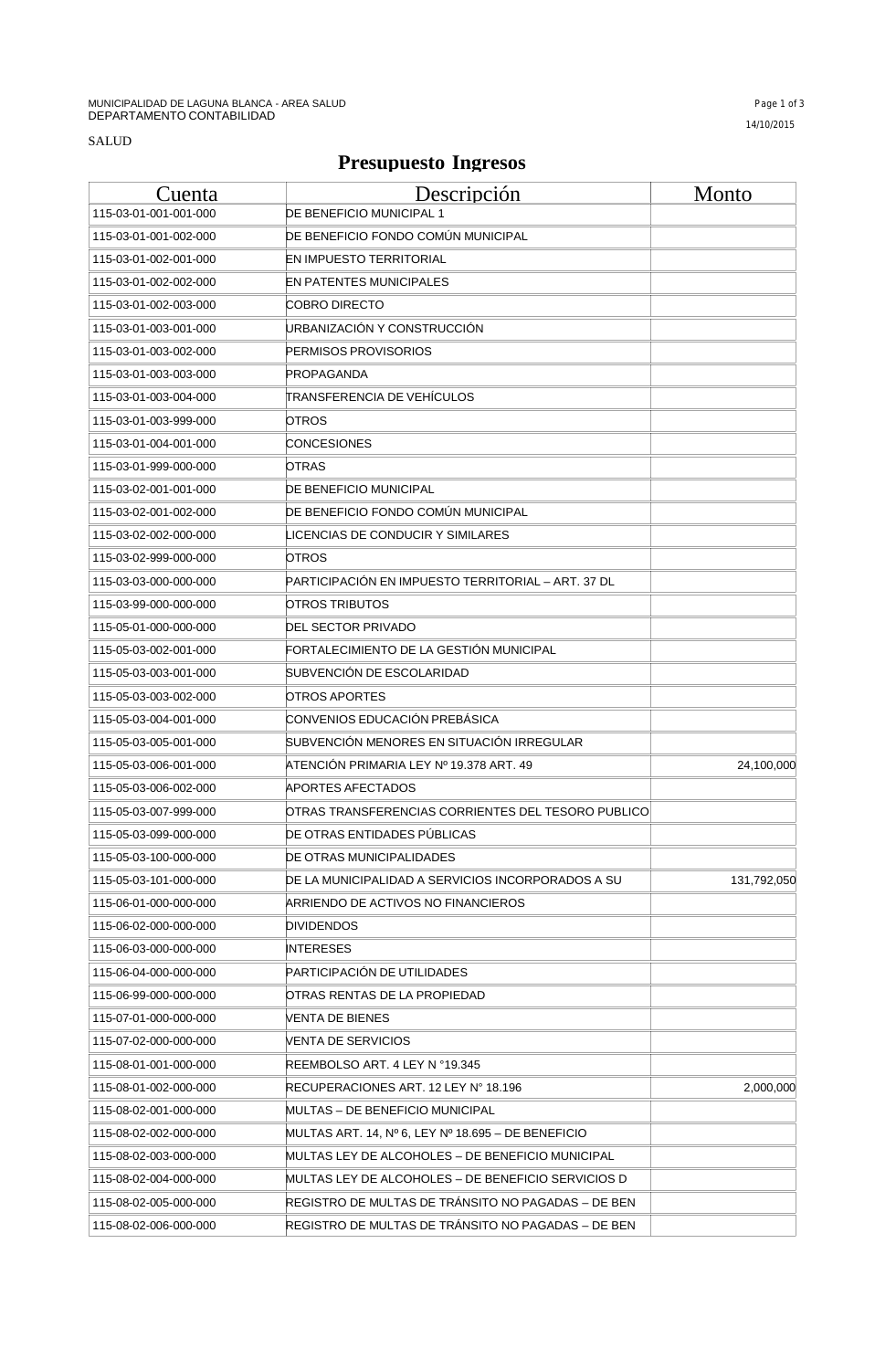MUNICIPALIDAD DE LAGUNA BLANCA - AREA SALUD
DEPARTAMENTO CONTABILIDAD

14/10/2015

SALUD

# Presupuesto Ingresos

| Cuenta | Descripción | Monto |
|---|---|---|
| 115-03-01-001-001-000 | DE BENEFICIO MUNICIPAL 1 | |
| 115-03-01-001-002-000 | DE BENEFICIO FONDO COMÚN MUNICIPAL | |
| 115-03-01-002-001-000 | EN IMPUESTO TERRITORIAL | |
| 115-03-01-002-002-000 | EN PATENTES MUNICIPALES | |
| 115-03-01-002-003-000 | COBRO DIRECTO | |
| 115-03-01-003-001-000 | URBANIZACIÓN Y CONSTRUCCIÓN | |
| 115-03-01-003-002-000 | PERMISOS PROVISORIOS | |
| 115-03-01-003-003-000 | PROPAGANDA | |
| 115-03-01-003-004-000 | TRANSFERENCIA DE VEHÍCULOS | |
| 115-03-01-003-999-000 | OTROS | |
| 115-03-01-004-001-000 | CONCESIONES | |
| 115-03-01-999-000-000 | OTRAS | |
| 115-03-02-001-001-000 | DE BENEFICIO MUNICIPAL | |
| 115-03-02-001-002-000 | DE BENEFICIO FONDO COMÚN MUNICIPAL | |
| 115-03-02-002-000-000 | LICENCIAS DE CONDUCIR Y SIMILARES | |
| 115-03-02-999-000-000 | OTROS | |
| 115-03-03-000-000-000 | PARTICIPACIÓN EN IMPUESTO TERRITORIAL – ART. 37 DL | |
| 115-03-99-000-000-000 | OTROS TRIBUTOS | |
| 115-05-01-000-000-000 | DEL SECTOR PRIVADO | |
| 115-05-03-002-001-000 | FORTALECIMIENTO DE LA GESTIÓN MUNICIPAL | |
| 115-05-03-003-001-000 | SUBVENCIÓN DE ESCOLARIDAD | |
| 115-05-03-003-002-000 | OTROS APORTES | |
| 115-05-03-004-001-000 | CONVENIOS EDUCACIÓN PREBÁSICA | |
| 115-05-03-005-001-000 | SUBVENCIÓN MENORES EN SITUACIÓN IRREGULAR | |
| 115-05-03-006-001-000 | ATENCIÓN PRIMARIA LEY Nº 19.378 ART. 49 | 24,100,000 |
| 115-05-03-006-002-000 | APORTES AFECTADOS | |
| 115-05-03-007-999-000 | OTRAS TRANSFERENCIAS CORRIENTES DEL TESORO PUBLICO | |
| 115-05-03-099-000-000 | DE OTRAS ENTIDADES PÚBLICAS | |
| 115-05-03-100-000-000 | DE OTRAS MUNICIPALIDADES | |
| 115-05-03-101-000-000 | DE LA MUNICIPALIDAD A SERVICIOS INCORPORADOS A SU | 131,792,050 |
| 115-06-01-000-000-000 | ARRIENDO DE ACTIVOS NO FINANCIEROS | |
| 115-06-02-000-000-000 | DIVIDENDOS | |
| 115-06-03-000-000-000 | INTERESES | |
| 115-06-04-000-000-000 | PARTICIPACIÓN DE UTILIDADES | |
| 115-06-99-000-000-000 | OTRAS RENTAS DE LA PROPIEDAD | |
| 115-07-01-000-000-000 | VENTA DE BIENES | |
| 115-07-02-000-000-000 | VENTA DE SERVICIOS | |
| 115-08-01-001-000-000 | REEMBOLSO ART. 4 LEY N °19.345 | |
| 115-08-01-002-000-000 | RECUPERACIONES ART. 12 LEY N° 18.196 | 2,000,000 |
| 115-08-02-001-000-000 | MULTAS – DE BENEFICIO MUNICIPAL | |
| 115-08-02-002-000-000 | MULTAS ART. 14, Nº 6, LEY Nº 18.695 – DE BENEFICIO | |
| 115-08-02-003-000-000 | MULTAS LEY DE ALCOHOLES – DE BENEFICIO MUNICIPAL | |
| 115-08-02-004-000-000 | MULTAS LEY DE ALCOHOLES – DE BENEFICIO SERVICIOS D | |
| 115-08-02-005-000-000 | REGISTRO DE MULTAS DE TRÁNSITO NO PAGADAS – DE BEN | |
| 115-08-02-006-000-000 | REGISTRO DE MULTAS DE TRÁNSITO NO PAGADAS – DE BEN | |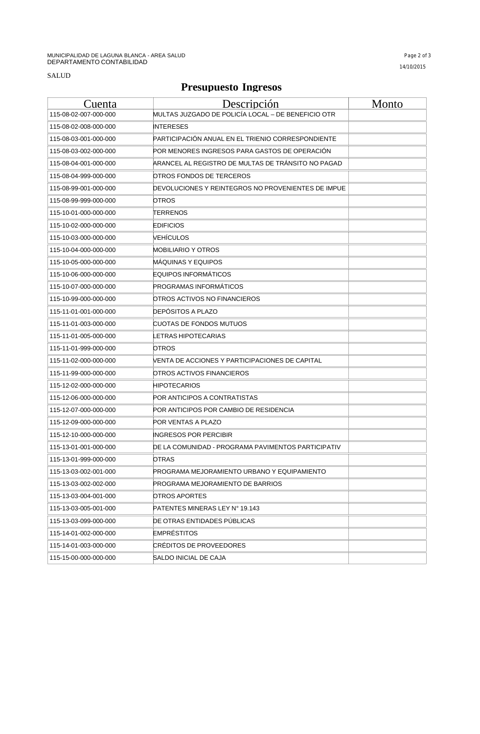MUNICIPALIDAD DE LAGUNA BLANCA - AREA SALUD
DEPARTAMENTO CONTABILIDAD

14/10/2015

SALUD

# Presupuesto Ingresos

| Cuenta | Descripción | Monto |
|---|---|---|
| 115-08-02-007-000-000 | MULTAS JUZGADO DE POLICÍA LOCAL – DE BENEFICIO OTR | |
| 115-08-02-008-000-000 | INTERESES | |
| 115-08-03-001-000-000 | PARTICIPACIÓN ANUAL EN EL TRIENIO CORRESPONDIENTE | |
| 115-08-03-002-000-000 | POR MENORES INGRESOS PARA GASTOS DE OPERACIÓN | |
| 115-08-04-001-000-000 | ARANCEL AL REGISTRO DE MULTAS DE TRÁNSITO NO PAGAD | |
| 115-08-04-999-000-000 | OTROS FONDOS DE TERCEROS | |
| 115-08-99-001-000-000 | DEVOLUCIONES Y REINTEGROS NO PROVENIENTES DE IMPUE | |
| 115-08-99-999-000-000 | OTROS | |
| 115-10-01-000-000-000 | TERRENOS | |
| 115-10-02-000-000-000 | EDIFICIOS | |
| 115-10-03-000-000-000 | VEHÍCULOS | |
| 115-10-04-000-000-000 | MOBILIARIO Y OTROS | |
| 115-10-05-000-000-000 | MÁQUINAS Y EQUIPOS | |
| 115-10-06-000-000-000 | EQUIPOS INFORMÁTICOS | |
| 115-10-07-000-000-000 | PROGRAMAS INFORMÁTICOS | |
| 115-10-99-000-000-000 | OTROS ACTIVOS NO FINANCIEROS | |
| 115-11-01-001-000-000 | DEPÓSITOS A PLAZO | |
| 115-11-01-003-000-000 | CUOTAS DE FONDOS MUTUOS | |
| 115-11-01-005-000-000 | LETRAS HIPOTECARIAS | |
| 115-11-01-999-000-000 | OTROS | |
| 115-11-02-000-000-000 | VENTA DE ACCIONES Y PARTICIPACIONES DE CAPITAL | |
| 115-11-99-000-000-000 | OTROS ACTIVOS FINANCIEROS | |
| 115-12-02-000-000-000 | HIPOTECARIOS | |
| 115-12-06-000-000-000 | POR ANTICIPOS A CONTRATISTAS | |
| 115-12-07-000-000-000 | POR ANTICIPOS POR CAMBIO DE RESIDENCIA | |
| 115-12-09-000-000-000 | POR VENTAS A PLAZO | |
| 115-12-10-000-000-000 | INGRESOS POR PERCIBIR | |
| 115-13-01-001-000-000 | DE LA COMUNIDAD - PROGRAMA PAVIMENTOS PARTICIPATIV | |
| 115-13-01-999-000-000 | OTRAS | |
| 115-13-03-002-001-000 | PROGRAMA MEJORAMIENTO URBANO Y EQUIPAMIENTO | |
| 115-13-03-002-002-000 | PROGRAMA MEJORAMIENTO DE BARRIOS | |
| 115-13-03-004-001-000 | OTROS APORTES | |
| 115-13-03-005-001-000 | PATENTES MINERAS LEY N° 19.143 | |
| 115-13-03-099-000-000 | DE OTRAS ENTIDADES PÚBLICAS | |
| 115-14-01-002-000-000 | EMPRÉSTITOS | |
| 115-14-01-003-000-000 | CRÉDITOS DE PROVEEDORES | |
| 115-15-00-000-000-000 | SALDO INICIAL DE CAJA | |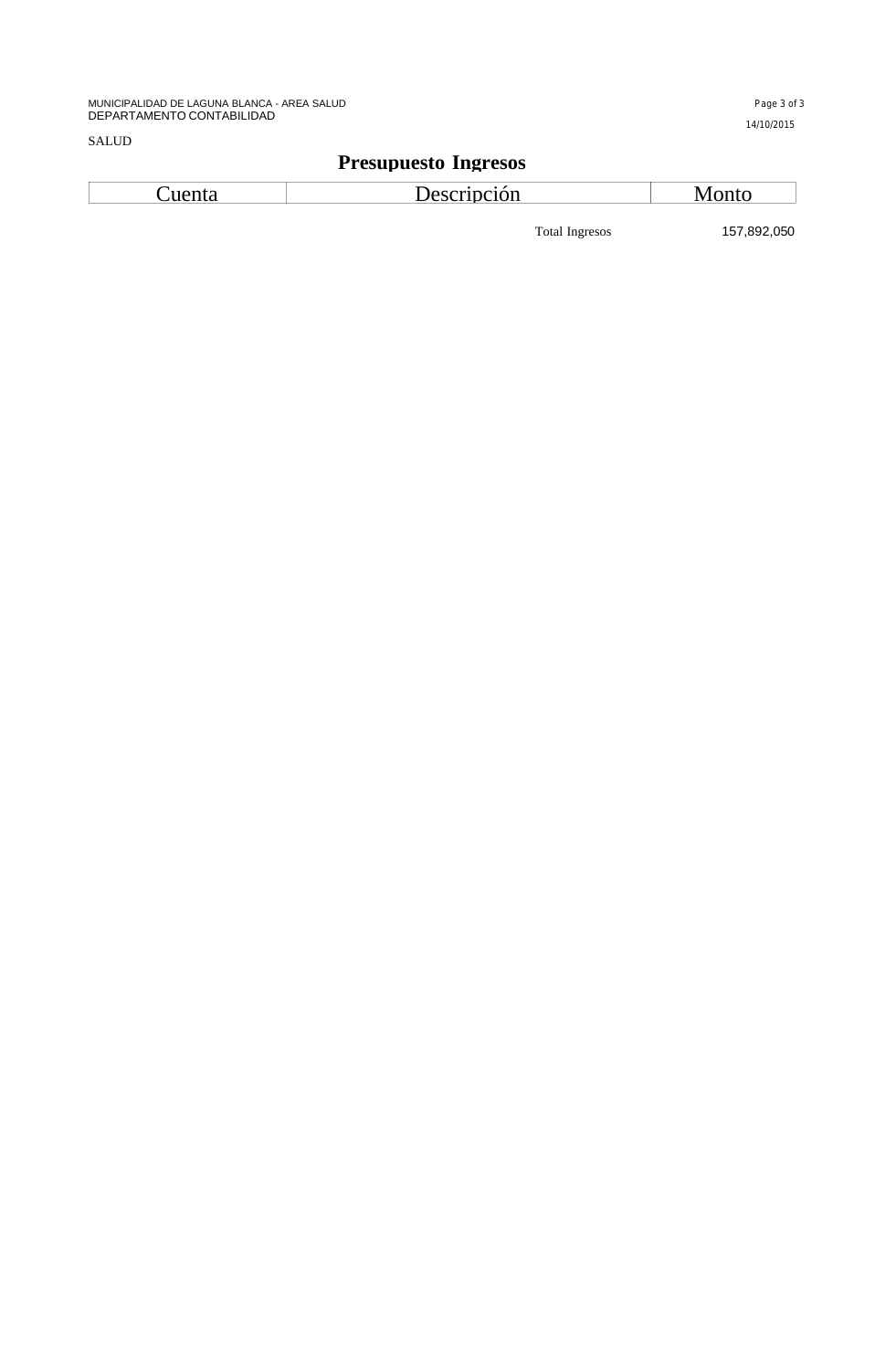SALUD

## Presupuesto Ingresos

| Cuenta | Descripción | Monto |
|---|---|---|
| | Total Ingresos | 157,892,050 |